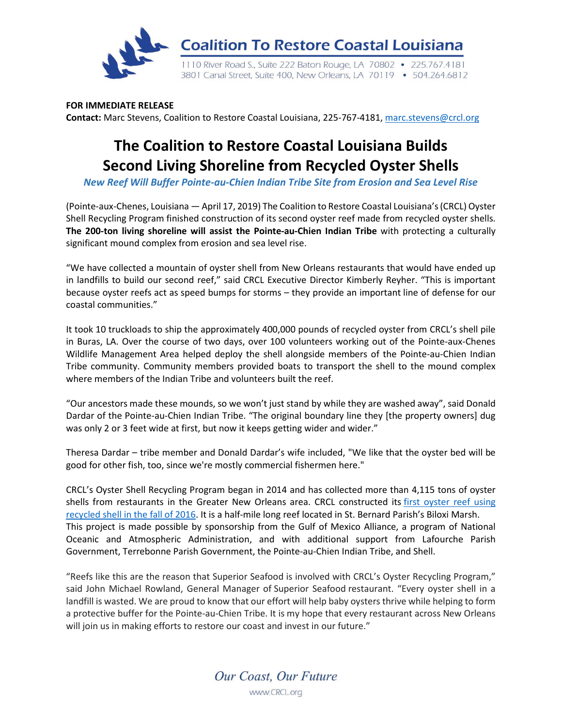**Coalition To Restore Coastal Louisiana**

1110 River Road S., Suite 222 Baton Rouge, LA 70802 • 225.767.4181
3801 Canal Street, Suite 400, New Orleans, LA 70119 • 504.264.6812

**FOR IMMEDIATE RELEASE**
**Contact:** Marc Stevens, Coalition to Restore Coastal Louisiana, 225-767-4181, marc.stevens@crcl.org

# The Coalition to Restore Coastal Louisiana Builds Second Living Shoreline from Recycled Oyster Shells

***New Reef Will Buffer Pointe-au-Chien Indian Tribe Site from Erosion and Sea Level Rise***

(Pointe-aux-Chenes, Louisiana — April 17, 2019) The Coalition to Restore Coastal Louisiana's (CRCL) Oyster Shell Recycling Program finished construction of its second oyster reef made from recycled oyster shells. **The 200-ton living shoreline will assist the Pointe-au-Chien Indian Tribe** with protecting a culturally significant mound complex from erosion and sea level rise.

"We have collected a mountain of oyster shell from New Orleans restaurants that would have ended up in landfills to build our second reef," said CRCL Executive Director Kimberly Reyher. "This is important because oyster reefs act as speed bumps for storms – they provide an important line of defense for our coastal communities."

It took 10 truckloads to ship the approximately 400,000 pounds of recycled oyster from CRCL's shell pile in Buras, LA. Over the course of two days, over 100 volunteers working out of the Pointe-aux-Chenes Wildlife Management Area helped deploy the shell alongside members of the Pointe-au-Chien Indian Tribe community. Community members provided boats to transport the shell to the mound complex where members of the Indian Tribe and volunteers built the reef.

"Our ancestors made these mounds, so we won't just stand by while they are washed away", said Donald Dardar of the Pointe-au-Chien Indian Tribe. "The original boundary line they [the property owners] dug was only 2 or 3 feet wide at first, but now it keeps getting wider and wider."

Theresa Dardar – tribe member and Donald Dardar's wife included, "We like that the oyster bed will be good for other fish, too, since we're mostly commercial fishermen here."

CRCL's Oyster Shell Recycling Program began in 2014 and has collected more than 4,115 tons of oyster shells from restaurants in the Greater New Orleans area. CRCL constructed its first oyster reef using recycled shell in the fall of 2016. It is a half-mile long reef located in St. Bernard Parish's Biloxi Marsh. This project is made possible by sponsorship from the Gulf of Mexico Alliance, a program of National Oceanic and Atmospheric Administration, and with additional support from Lafourche Parish Government, Terrebonne Parish Government, the Pointe-au-Chien Indian Tribe, and Shell.

"Reefs like this are the reason that Superior Seafood is involved with CRCL's Oyster Recycling Program," said John Michael Rowland, General Manager of Superior Seafood restaurant. "Every oyster shell in a landfill is wasted. We are proud to know that our effort will help baby oysters thrive while helping to form a protective buffer for the Pointe-au-Chien Tribe. It is my hope that every restaurant across New Orleans will join us in making efforts to restore our coast and invest in our future."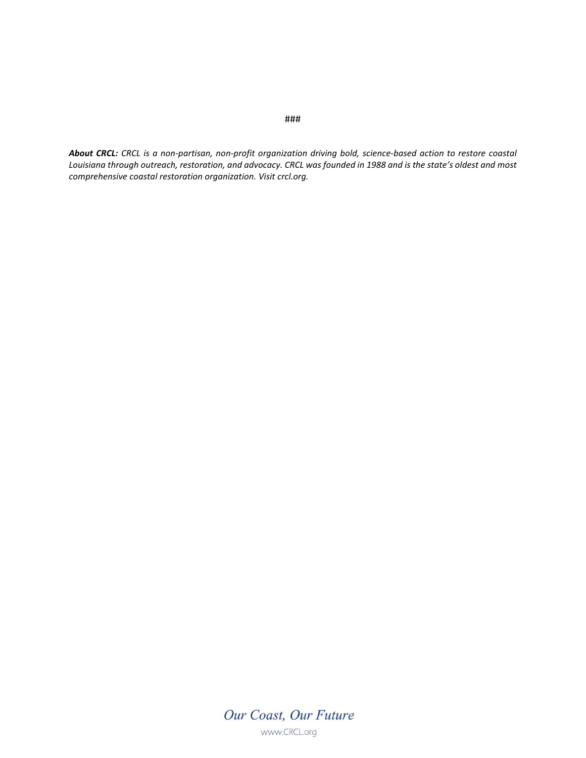###

***About CRCL:*** *CRCL is a non-partisan, non-profit organization driving bold, science-based action to restore coastal Louisiana through outreach, restoration, and advocacy. CRCL was founded in 1988 and is the state's oldest and most comprehensive coastal restoration organization. Visit crcl.org.*